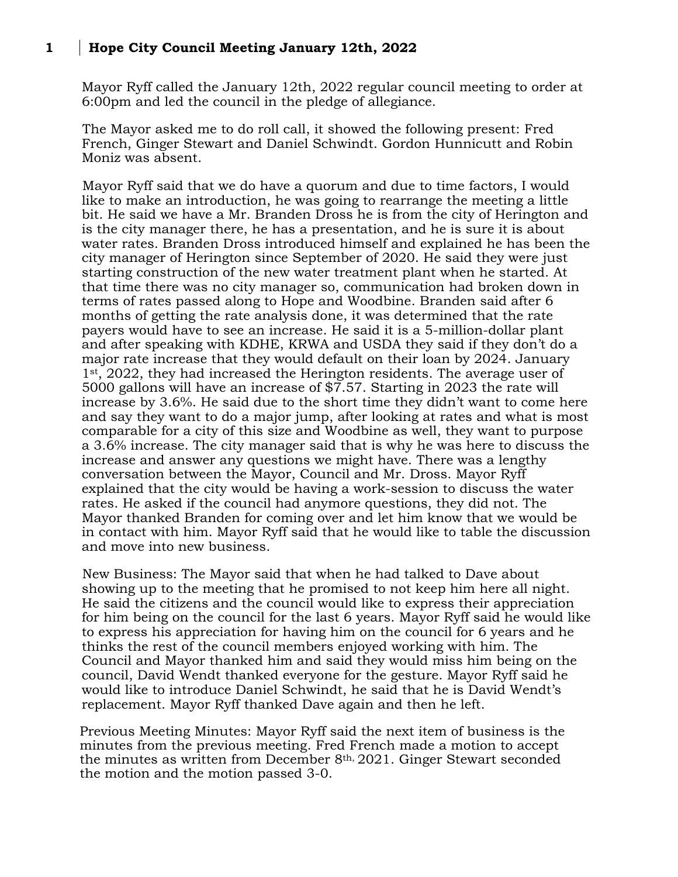# Hope City Council Meeting January 12th, 2022

Mayor Ryff called the January 12th, 2022 regular council meeting to order at 6:00pm and led the council in the pledge of allegiance.

The Mayor asked me to do roll call, it showed the following present: Fred French, Ginger Stewart and Daniel Schwindt. Gordon Hunnicutt and Robin Moniz was absent.

Mayor Ryff said that we do have a quorum and due to time factors, I would like to make an introduction, he was going to rearrange the meeting a little bit. He said we have a Mr. Branden Dross he is from the city of Herington and is the city manager there, he has a presentation, and he is sure it is about water rates. Branden Dross introduced himself and explained he has been the city manager of Herington since September of 2020. He said they were just starting construction of the new water treatment plant when he started. At that time there was no city manager so, communication had broken down in terms of rates passed along to Hope and Woodbine. Branden said after 6 months of getting the rate analysis done, it was determined that the rate payers would have to see an increase. He said it is a 5-million-dollar plant and after speaking with KDHE, KRWA and USDA they said if they don't do a major rate increase that they would default on their loan by 2024. January 1st, 2022, they had increased the Herington residents. The average user of 5000 gallons will have an increase of $7.57. Starting in 2023 the rate will increase by 3.6%. He said due to the short time they didn't want to come here and say they want to do a major jump, after looking at rates and what is most comparable for a city of this size and Woodbine as well, they want to purpose a 3.6% increase. The city manager said that is why he was here to discuss the increase and answer any questions we might have. There was a lengthy conversation between the Mayor, Council and Mr. Dross. Mayor Ryff explained that the city would be having a work-session to discuss the water rates. He asked if the council had anymore questions, they did not. The Mayor thanked Branden for coming over and let him know that we would be in contact with him. Mayor Ryff said that he would like to table the discussion and move into new business.

New Business: The Mayor said that when he had talked to Dave about showing up to the meeting that he promised to not keep him here all night. He said the citizens and the council would like to express their appreciation for him being on the council for the last 6 years. Mayor Ryff said he would like to express his appreciation for having him on the council for 6 years and he thinks the rest of the council members enjoyed working with him. The Council and Mayor thanked him and said they would miss him being on the council, David Wendt thanked everyone for the gesture. Mayor Ryff said he would like to introduce Daniel Schwindt, he said that he is David Wendt's replacement. Mayor Ryff thanked Dave again and then he left.

Previous Meeting Minutes: Mayor Ryff said the next item of business is the minutes from the previous meeting. Fred French made a motion to accept the minutes as written from December 8th, 2021. Ginger Stewart seconded the motion and the motion passed 3-0.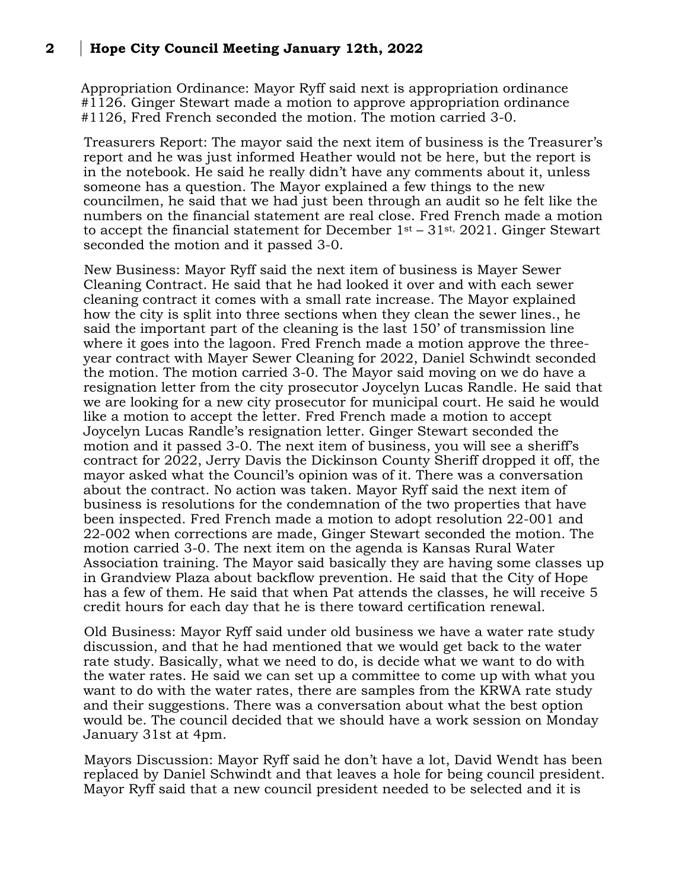Appropriation Ordinance: Mayor Ryff said next is appropriation ordinance #1126. Ginger Stewart made a motion to approve appropriation ordinance #1126, Fred French seconded the motion. The motion carried 3-0.

Treasurers Report: The mayor said the next item of business is the Treasurer's report and he was just informed Heather would not be here, but the report is in the notebook. He said he really didn't have any comments about it, unless someone has a question. The Mayor explained a few things to the new councilmen, he said that we had just been through an audit so he felt like the numbers on the financial statement are real close. Fred French made a motion to accept the financial statement for December 1st – 31st, 2021. Ginger Stewart seconded the motion and it passed 3-0.

New Business: Mayor Ryff said the next item of business is Mayer Sewer Cleaning Contract. He said that he had looked it over and with each sewer cleaning contract it comes with a small rate increase. The Mayor explained how the city is split into three sections when they clean the sewer lines., he said the important part of the cleaning is the last 150' of transmission line where it goes into the lagoon. Fred French made a motion approve the three-year contract with Mayer Sewer Cleaning for 2022, Daniel Schwindt seconded the motion. The motion carried 3-0. The Mayor said moving on we do have a resignation letter from the city prosecutor Joycelyn Lucas Randle. He said that we are looking for a new city prosecutor for municipal court. He said he would like a motion to accept the letter. Fred French made a motion to accept Joycelyn Lucas Randle's resignation letter. Ginger Stewart seconded the motion and it passed 3-0. The next item of business, you will see a sheriff's contract for 2022, Jerry Davis the Dickinson County Sheriff dropped it off, the mayor asked what the Council's opinion was of it. There was a conversation about the contract. No action was taken. Mayor Ryff said the next item of business is resolutions for the condemnation of the two properties that have been inspected. Fred French made a motion to adopt resolution 22-001 and 22-002 when corrections are made, Ginger Stewart seconded the motion. The motion carried 3-0. The next item on the agenda is Kansas Rural Water Association training. The Mayor said basically they are having some classes up in Grandview Plaza about backflow prevention. He said that the City of Hope has a few of them. He said that when Pat attends the classes, he will receive 5 credit hours for each day that he is there toward certification renewal.

Old Business: Mayor Ryff said under old business we have a water rate study discussion, and that he had mentioned that we would get back to the water rate study. Basically, what we need to do, is decide what we want to do with the water rates. He said we can set up a committee to come up with what you want to do with the water rates, there are samples from the KRWA rate study and their suggestions. There was a conversation about what the best option would be. The council decided that we should have a work session on Monday January 31st at 4pm.

Mayors Discussion: Mayor Ryff said he don't have a lot, David Wendt has been replaced by Daniel Schwindt and that leaves a hole for being council president. Mayor Ryff said that a new council president needed to be selected and it is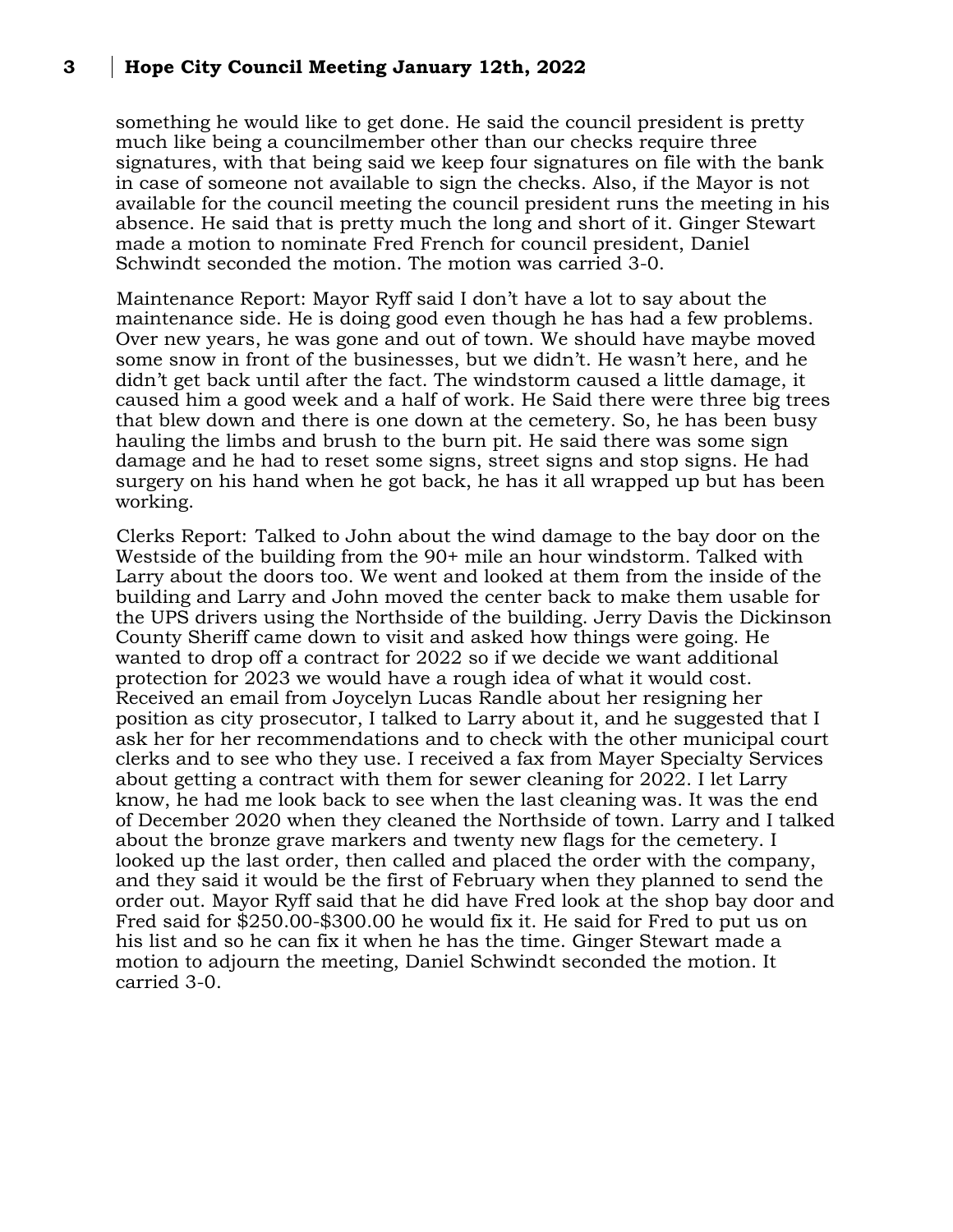something he would like to get done. He said the council president is pretty much like being a councilmember other than our checks require three signatures, with that being said we keep four signatures on file with the bank in case of someone not available to sign the checks. Also, if the Mayor is not available for the council meeting the council president runs the meeting in his absence. He said that is pretty much the long and short of it. Ginger Stewart made a motion to nominate Fred French for council president, Daniel Schwindt seconded the motion. The motion was carried 3-0.

Maintenance Report: Mayor Ryff said I don't have a lot to say about the maintenance side. He is doing good even though he has had a few problems. Over new years, he was gone and out of town. We should have maybe moved some snow in front of the businesses, but we didn't. He wasn't here, and he didn't get back until after the fact. The windstorm caused a little damage, it caused him a good week and a half of work. He Said there were three big trees that blew down and there is one down at the cemetery. So, he has been busy hauling the limbs and brush to the burn pit. He said there was some sign damage and he had to reset some signs, street signs and stop signs. He had surgery on his hand when he got back, he has it all wrapped up but has been working.

Clerks Report: Talked to John about the wind damage to the bay door on the Westside of the building from the 90+ mile an hour windstorm. Talked with Larry about the doors too. We went and looked at them from the inside of the building and Larry and John moved the center back to make them usable for the UPS drivers using the Northside of the building. Jerry Davis the Dickinson County Sheriff came down to visit and asked how things were going. He wanted to drop off a contract for 2022 so if we decide we want additional protection for 2023 we would have a rough idea of what it would cost. Received an email from Joycelyn Lucas Randle about her resigning her position as city prosecutor, I talked to Larry about it, and he suggested that I ask her for her recommendations and to check with the other municipal court clerks and to see who they use. I received a fax from Mayer Specialty Services about getting a contract with them for sewer cleaning for 2022. I let Larry know, he had me look back to see when the last cleaning was. It was the end of December 2020 when they cleaned the Northside of town. Larry and I talked about the bronze grave markers and twenty new flags for the cemetery. I looked up the last order, then called and placed the order with the company, and they said it would be the first of February when they planned to send the order out. Mayor Ryff said that he did have Fred look at the shop bay door and Fred said for $250.00-$300.00 he would fix it. He said for Fred to put us on his list and so he can fix it when he has the time. Ginger Stewart made a motion to adjourn the meeting, Daniel Schwindt seconded the motion. It carried 3-0.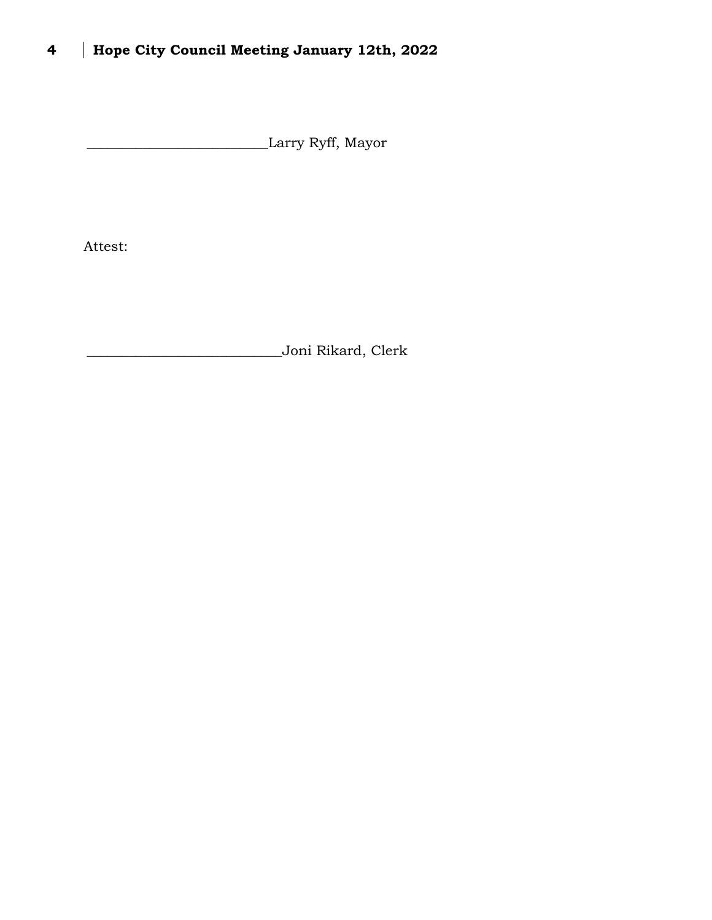_________________________Larry Ryff, Mayor

Attest:

___________________________Joni Rikard, Clerk